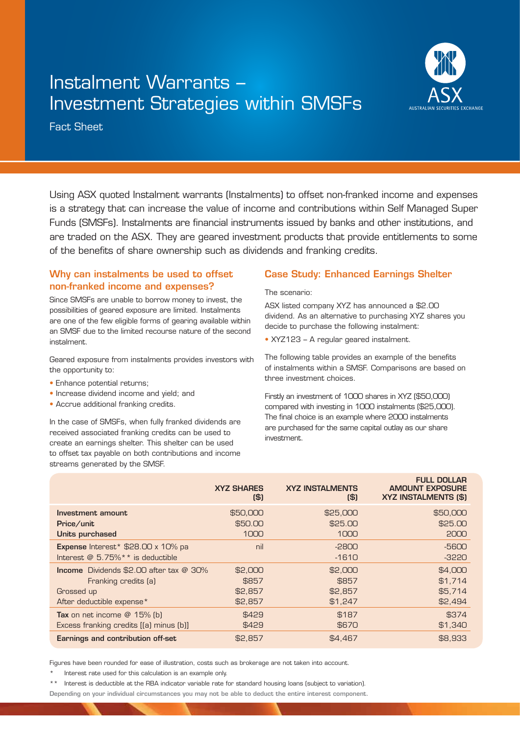# Instalment Warrants – Investment Strategies within SMSFs

Fact Sheet

Using ASX quoted Instalment warrants (Instalments) to offset non-franked income and expenses is a strategy that can increase the value of income and contributions within Self Managed Super Funds (SMSFs). Instalments are financial instruments issued by banks and other institutions, and are traded on the ASX. They are geared investment products that provide entitlements to some of the benefits of share ownership such as dividends and franking credits.

## Why can instalments be used to offset non-franked income and expenses?

Since SMSFs are unable to borrow money to invest, the possibilities of geared exposure are limited. Instalments are one of the few eligible forms of gearing available within an SMSF due to the limited recourse nature of the second instalment.

Geared exposure from instalments provides investors with the opportunity to:

- Enhance potential returns;
- Increase dividend income and yield; and
- Accrue additional franking credits.

In the case of SMSFs, when fully franked dividends are received associated franking credits can be used to create an earnings shelter. This shelter can be used to offset tax payable on both contributions and income streams generated by the SMSF.

## Case Study: Enhanced Earnings Shelter

The scenario:

ASX listed company XYZ has announced a $2.00 dividend. As an alternative to purchasing XYZ shares you decide to purchase the following instalment:

- XYZ123 – A regular geared instalment.

The following table provides an example of the benefits of instalments within a SMSF. Comparisons are based on three investment choices.

Firstly an investment of 1000 shares in XYZ ($50,000) compared with investing in 1000 instalments ($25,000). The final choice is an example where 2000 instalments are purchased for the same capital outlay as our share investment.

| | XYZ SHARES ($) | XYZ INSTALMENTS ($) | FULL DOLLAR AMOUNT EXPOSURE XYZ INSTALMENTS ($) |
|---|---|---|---|
| **Investment amount** | $50,000 | $25,000 | $50,000 |
| **Price/unit** | $50.00 | $25.00 | $25.00 |
| **Units purchased** | 1000 | 1000 | 2000 |
| **Expense** Interest* $28.00 x 10% pa | nil | -2800 | -5600 |
| Interest @ 5.75%** is deductible | | -1610 | -3220 |
| **Income** Dividends $2.00 after tax @ 30% | $2,000 | $2,000 | $4,000 |
| Franking credits (a) | $857 | $857 | $1,714 |
| Grossed up | $2,857 | $2,857 | $5,714 |
| After deductible expense* | $2,857 | $1,247 | $2,494 |
| **Tax** on net income @ 15% (b) | $429 | $187 | $374 |
| Excess franking credits [(a) minus (b)] | $429 | $670 | $1,340 |
| **Earnings and contribution off-set** | $2,857 | $4,467 | $8,933 |

Figures have been rounded for ease of illustration, costs such as brokerage are not taken into account.

\* Interest rate used for this calculation is an example only.

\*\* Interest is deductible at the RBA indicator variable rate for standard housing loans (subject to variation).

Depending on your individual circumstances you may not be able to deduct the entire interest component.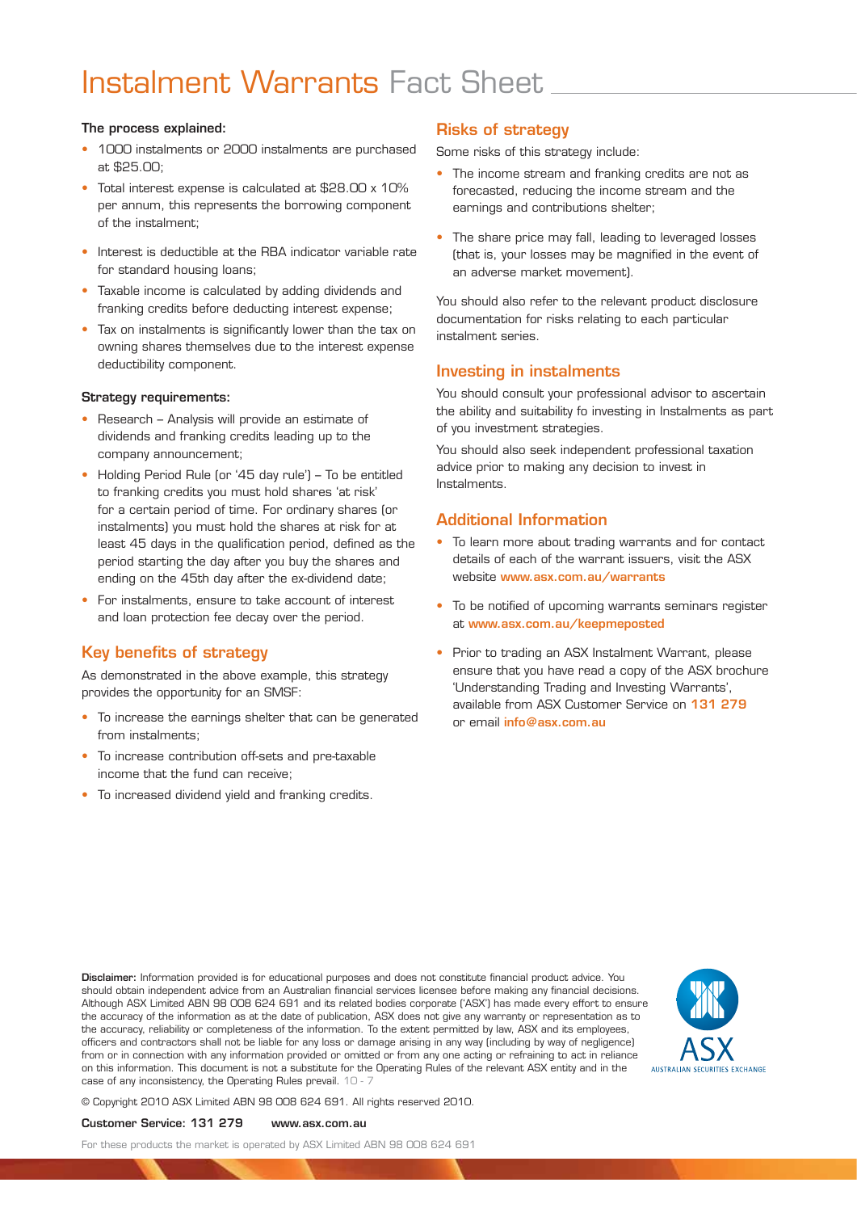# Instalment Warrants Fact Sheet

**The process explained:**

- 1000 instalments or 2000 instalments are purchased at $25.00;
- Total interest expense is calculated at $28.00 x 10% per annum, this represents the borrowing component of the instalment;
- Interest is deductible at the RBA indicator variable rate for standard housing loans;
- Taxable income is calculated by adding dividends and franking credits before deducting interest expense;
- Tax on instalments is significantly lower than the tax on owning shares themselves due to the interest expense deductibility component.

**Strategy requirements:**

- Research – Analysis will provide an estimate of dividends and franking credits leading up to the company announcement;
- Holding Period Rule (or '45 day rule') – To be entitled to franking credits you must hold shares 'at risk' for a certain period of time. For ordinary shares (or instalments) you must hold the shares at risk for at least 45 days in the qualification period, defined as the period starting the day after you buy the shares and ending on the 45th day after the ex-dividend date;
- For instalments, ensure to take account of interest and loan protection fee decay over the period.

## Key benefits of strategy

As demonstrated in the above example, this strategy provides the opportunity for an SMSF:

- To increase the earnings shelter that can be generated from instalments;
- To increase contribution off-sets and pre-taxable income that the fund can receive;
- To increased dividend yield and franking credits.

## Risks of strategy

Some risks of this strategy include:

- The income stream and franking credits are not as forecasted, reducing the income stream and the earnings and contributions shelter;
- The share price may fall, leading to leveraged losses (that is, your losses may be magnified in the event of an adverse market movement).

You should also refer to the relevant product disclosure documentation for risks relating to each particular instalment series.

## Investing in instalments

You should consult your professional advisor to ascertain the ability and suitability fo investing in Instalments as part of you investment strategies.

You should also seek independent professional taxation advice prior to making any decision to invest in Instalments.

## Additional Information

- To learn more about trading warrants and for contact details of each of the warrant issuers, visit the ASX website www.asx.com.au/warrants
- To be notified of upcoming warrants seminars register at www.asx.com.au/keepmeposted
- Prior to trading an ASX Instalment Warrant, please ensure that you have read a copy of the ASX brochure 'Understanding Trading and Investing Warrants', available from ASX Customer Service on 131 279 or email info@asx.com.au

**Disclaimer:** Information provided is for educational purposes and does not constitute financial product advice. You should obtain independent advice from an Australian financial services licensee before making any financial decisions. Although ASX Limited ABN 98 008 624 691 and its related bodies corporate ('ASX') has made every effort to ensure the accuracy of the information as at the date of publication, ASX does not give any warranty or representation as to the accuracy, reliability or completeness of the information. To the extent permitted by law, ASX and its employees, officers and contractors shall not be liable for any loss or damage arising in any way (including by way of negligence) from or in connection with any information provided or omitted or from any one acting or refraining to act in reliance on this information. This document is not a substitute for the Operating Rules of the relevant ASX entity and in the case of any inconsistency, the Operating Rules prevail. 10 - 7

ASX
AUSTRALIAN SECURITIES EXCHANGE

© Copyright 2010 ASX Limited ABN 98 008 624 691. All rights reserved 2010.

**Customer Service: 131 279** **www.asx.com.au**

For these products the market is operated by ASX Limited ABN 98 008 624 691